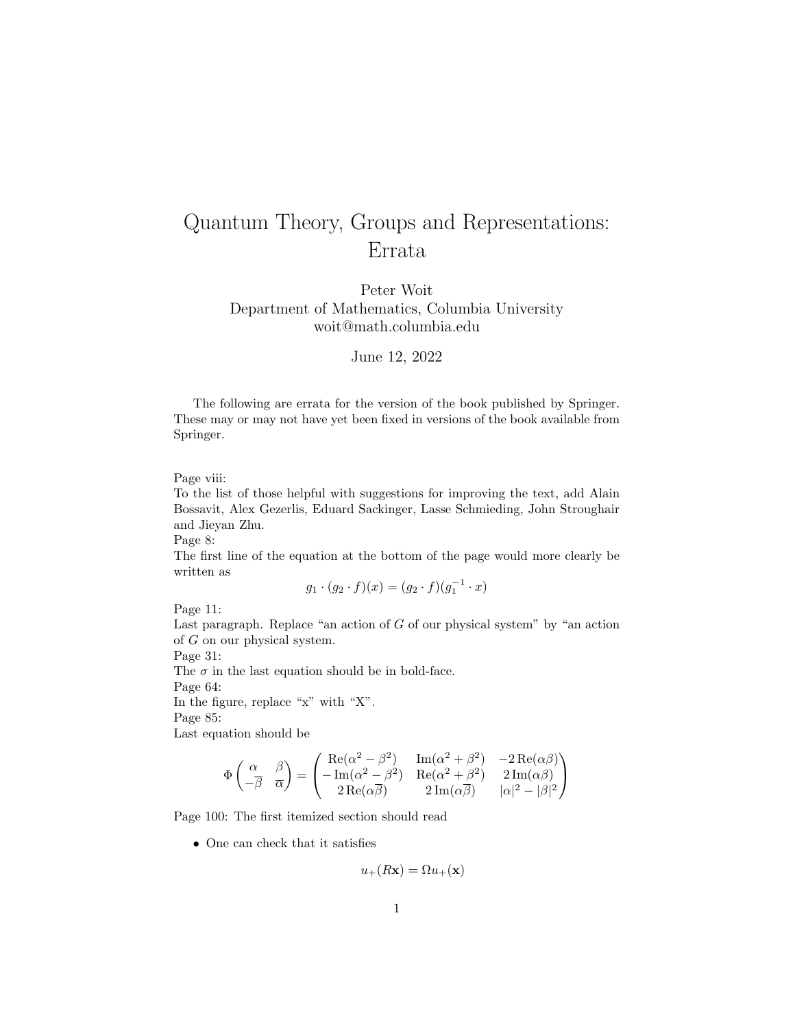# Quantum Theory, Groups and Representations: Errata

Peter Woit
Department of Mathematics, Columbia University
woit@math.columbia.edu

June 12, 2022

The following are errata for the version of the book published by Springer. These may or may not have yet been fixed in versions of the book available from Springer.

Page viii:
To the list of those helpful with suggestions for improving the text, add Alain Bossavit, Alex Gezerlis, Eduard Sackinger, Lasse Schmieding, John Stroughair and Jieyan Zhu.

Page 8:
The first line of the equation at the bottom of the page would more clearly be written as

$$g_1 \cdot (g_2 \cdot f)(x) = (g_2 \cdot f)(g_1^{-1} \cdot x)$$

Page 11:
Last paragraph. Replace "an action of $G$ of our physical system" by "an action of $G$ on our physical system.

Page 31:
The $\sigma$ in the last equation should be in bold-face.

Page 64:
In the figure, replace "x" with "X".

Page 85:
Last equation should be

$$\Phi\begin{pmatrix} \alpha & \beta \\ -\overline{\beta} & \overline{\alpha} \end{pmatrix} = \begin{pmatrix} \mathrm{Re}(\alpha^2 - \beta^2) & \mathrm{Im}(\alpha^2 + \beta^2) & -2\,\mathrm{Re}(\alpha\beta) \\ -\mathrm{Im}(\alpha^2 - \beta^2) & \mathrm{Re}(\alpha^2 + \beta^2) & 2\,\mathrm{Im}(\alpha\beta) \\ 2\,\mathrm{Re}(\alpha\overline{\beta}) & 2\,\mathrm{Im}(\alpha\overline{\beta}) & |\alpha|^2 - |\beta|^2 \end{pmatrix}$$

Page 100: The first itemized section should read

- One can check that it satisfies

$$u_+(R\mathbf{x}) = \Omega u_+(\mathbf{x})$$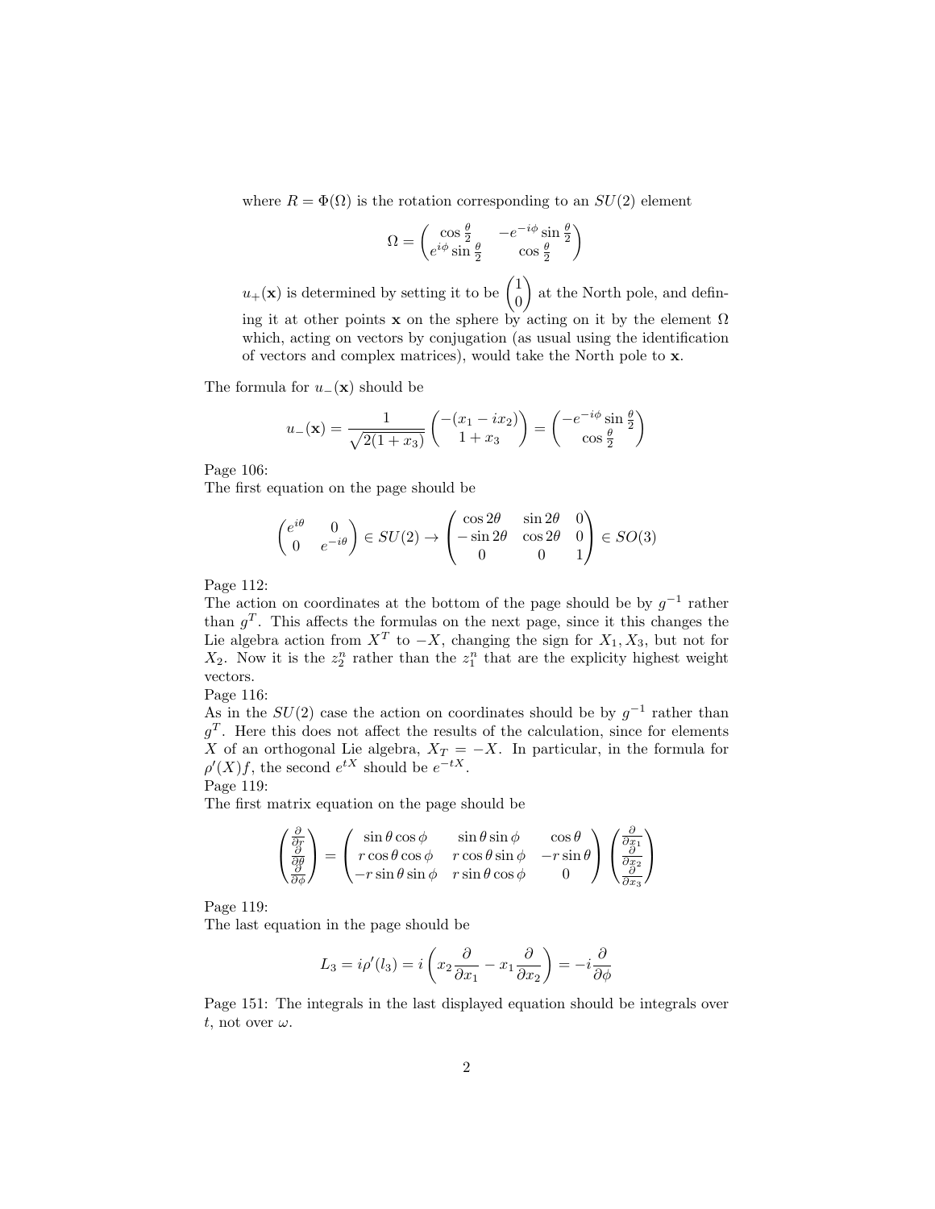where $R = \Phi(\Omega)$ is the rotation corresponding to an $SU(2)$ element

$$\Omega = \begin{pmatrix} \cos\frac{\theta}{2} & -e^{-i\phi}\sin\frac{\theta}{2} \\ e^{i\phi}\sin\frac{\theta}{2} & \cos\frac{\theta}{2} \end{pmatrix}$$

$u_+(\mathbf{x})$ is determined by setting it to be $\begin{pmatrix} 1 \\ 0 \end{pmatrix}$ at the North pole, and defining it at other points $\mathbf{x}$ on the sphere by acting on it by the element $\Omega$ which, acting on vectors by conjugation (as usual using the identification of vectors and complex matrices), would take the North pole to $\mathbf{x}$.

The formula for $u_-(\mathbf{x})$ should be

$$u_-(\mathbf{x}) = \frac{1}{\sqrt{2(1+x_3)}} \begin{pmatrix} -(x_1 - ix_2) \\ 1 + x_3 \end{pmatrix} = \begin{pmatrix} -e^{-i\phi}\sin\frac{\theta}{2} \\ \cos\frac{\theta}{2} \end{pmatrix}$$

Page 106:
The first equation on the page should be

$$\begin{pmatrix} e^{i\theta} & 0 \\ 0 & e^{-i\theta} \end{pmatrix} \in SU(2) \to \begin{pmatrix} \cos 2\theta & \sin 2\theta & 0 \\ -\sin 2\theta & \cos 2\theta & 0 \\ 0 & 0 & 1 \end{pmatrix} \in SO(3)$$

Page 112:
The action on coordinates at the bottom of the page should be by $g^{-1}$ rather than $g^T$. This affects the formulas on the next page, since it this changes the Lie algebra action from $X^T$ to $-X$, changing the sign for $X_1, X_3$, but not for $X_2$. Now it is the $z_2^n$ rather than the $z_1^n$ that are the explicity highest weight vectors.
Page 116:
As in the $SU(2)$ case the action on coordinates should be by $g^{-1}$ rather than $g^T$. Here this does not affect the results of the calculation, since for elements $X$ of an orthogonal Lie algebra, $X_T = -X$. In particular, in the formula for $\rho'(X)f$, the second $e^{tX}$ should be $e^{-tX}$.
Page 119:
The first matrix equation on the page should be

$$\begin{pmatrix} \frac{\partial}{\partial r} \\ \frac{\partial}{\partial \theta} \\ \frac{\partial}{\partial \phi} \end{pmatrix} = \begin{pmatrix} \sin\theta\cos\phi & \sin\theta\sin\phi & \cos\theta \\ r\cos\theta\cos\phi & r\cos\theta\sin\phi & -r\sin\theta \\ -r\sin\theta\sin\phi & r\sin\theta\cos\phi & 0 \end{pmatrix} \begin{pmatrix} \frac{\partial}{\partial x_1} \\ \frac{\partial}{\partial x_2} \\ \frac{\partial}{\partial x_3} \end{pmatrix}$$

Page 119:
The last equation in the page should be

$$L_3 = i\rho'(l_3) = i\left(x_2\frac{\partial}{\partial x_1} - x_1\frac{\partial}{\partial x_2}\right) = -i\frac{\partial}{\partial\phi}$$

Page 151: The integrals in the last displayed equation should be integrals over $t$, not over $\omega$.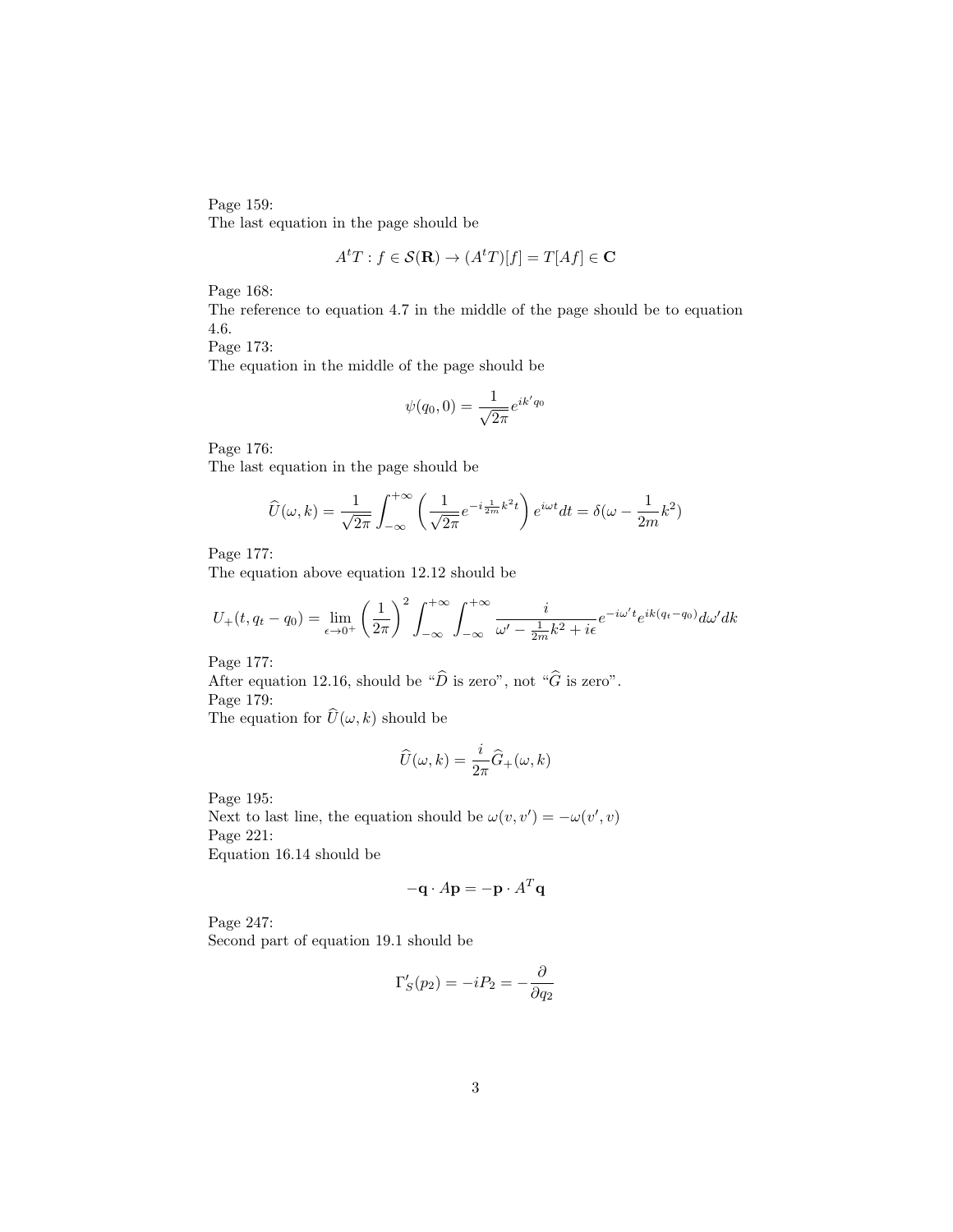Page 159:
The last equation in the page should be

$$A^tT : f \in \mathcal{S}(\mathbf{R}) \to (A^tT)[f] = T[Af] \in \mathbf{C}$$

Page 168:
The reference to equation 4.7 in the middle of the page should be to equation 4.6.
Page 173:
The equation in the middle of the page should be

$$\psi(q_0, 0) = \frac{1}{\sqrt{2\pi}} e^{ik'q_0}$$

Page 176:
The last equation in the page should be

$$\widehat{U}(\omega, k) = \frac{1}{\sqrt{2\pi}} \int_{-\infty}^{+\infty} \left( \frac{1}{\sqrt{2\pi}} e^{-i\frac{1}{2m}k^2 t} \right) e^{i\omega t} dt = \delta(\omega - \frac{1}{2m}k^2)$$

Page 177:
The equation above equation 12.12 should be

$$U_+(t, q_t - q_0) = \lim_{\epsilon \to 0^+} \left( \frac{1}{2\pi} \right)^2 \int_{-\infty}^{+\infty} \int_{-\infty}^{+\infty} \frac{i}{\omega' - \frac{1}{2m}k^2 + i\epsilon} e^{-i\omega' t} e^{ik(q_t - q_0)} d\omega' dk$$

Page 177:
After equation 12.16, should be "$\widehat{D}$ is zero", not "$\widehat{G}$ is zero".
Page 179:
The equation for $\widehat{U}(\omega, k)$ should be

$$\widehat{U}(\omega, k) = \frac{i}{2\pi} \widehat{G}_+(\omega, k)$$

Page 195:
Next to last line, the equation should be $\omega(v, v') = -\omega(v', v)$
Page 221:
Equation 16.14 should be

$$-\mathbf{q} \cdot A\mathbf{p} = -\mathbf{p} \cdot A^T\mathbf{q}$$

Page 247:
Second part of equation 19.1 should be

$$\Gamma'_S(p_2) = -iP_2 = -\frac{\partial}{\partial q_2}$$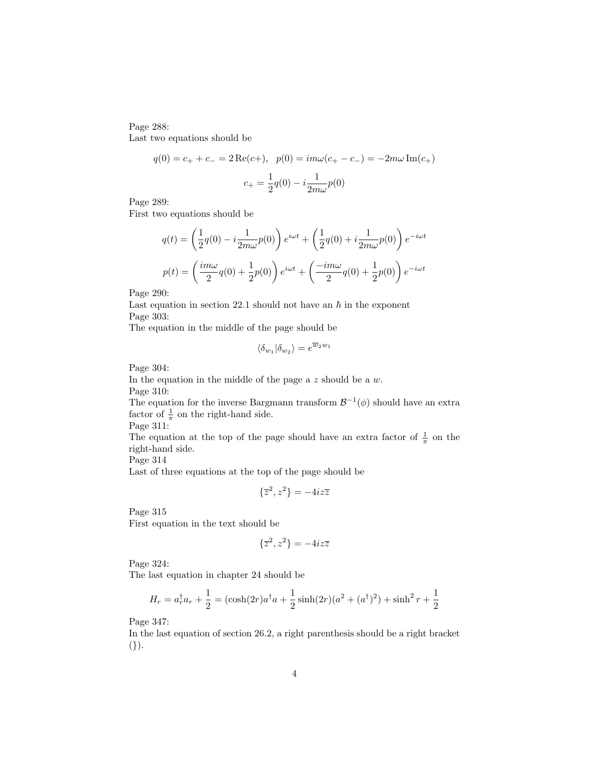Page 288:
Last two equations should be

$$q(0) = c_+ + c_- = 2\,\mathrm{Re}(c+), \quad p(0) = im\omega(c_+ - c_-) = -2m\omega\,\mathrm{Im}(c_+)$$

$$c_+ = \frac{1}{2}q(0) - i\frac{1}{2m\omega}p(0)$$

Page 289:
First two equations should be

$$q(t) = \left(\frac{1}{2}q(0) - i\frac{1}{2m\omega}p(0)\right)e^{i\omega t} + \left(\frac{1}{2}q(0) + i\frac{1}{2m\omega}p(0)\right)e^{-i\omega t}$$

$$p(t) = \left(\frac{im\omega}{2}q(0) + \frac{1}{2}p(0)\right)e^{i\omega t} + \left(\frac{-im\omega}{2}q(0) + \frac{1}{2}p(0)\right)e^{-i\omega t}$$

Page 290:
Last equation in section 22.1 should not have an $\hbar$ in the exponent
Page 303:
The equation in the middle of the page should be

$$\langle \delta_{w_1} | \delta_{w_2} \rangle = e^{\overline{w}_2 w_1}$$

Page 304:
In the equation in the middle of the page a $z$ should be a $w$.
Page 310:
The equation for the inverse Bargmann transform $\mathcal{B}^{-1}(\phi)$ should have an extra factor of $\frac{1}{\pi}$ on the right-hand side.
Page 311:
The equation at the top of the page should have an extra factor of $\frac{1}{\pi}$ on the right-hand side.
Page 314
Last of three equations at the top of the page should be

$$\{\overline{z}^2, z^2\} = -4iz\overline{z}$$

Page 315
First equation in the text should be

$$\{\overline{z}^2, z^2\} = -4iz\overline{z}$$

Page 324:
The last equation in chapter 24 should be

$$H_r = a_r^\dagger a_r + \frac{1}{2} = (\cosh(2r)a^\dagger a + \frac{1}{2}\sinh(2r)(a^2 + (a^\dagger)^2) + \sinh^2 r + \frac{1}{2}$$

Page 347:
In the last equation of section 26.2, a right parenthesis should be a right bracket (}).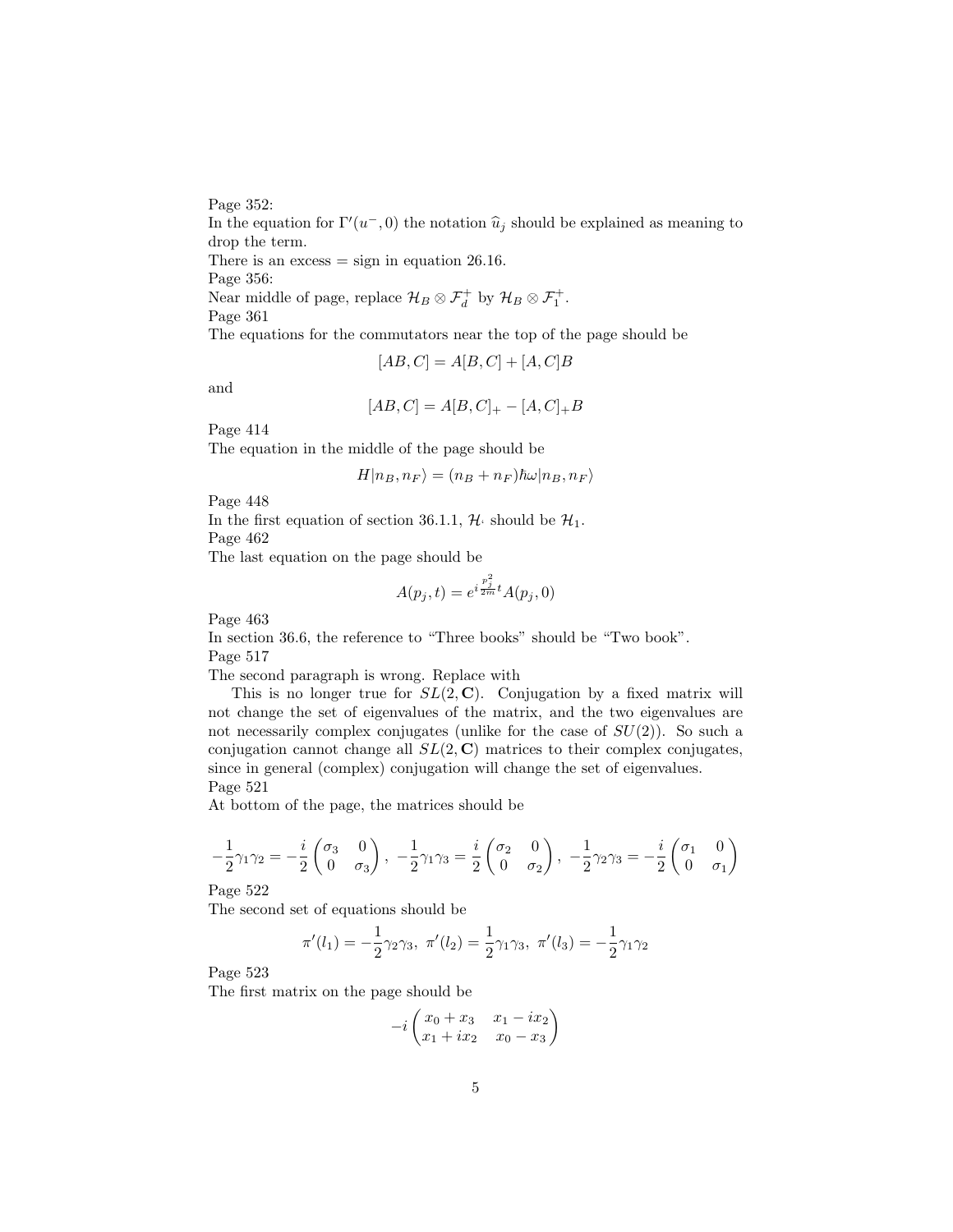Page 352:
In the equation for $\Gamma'(u^-, 0)$ the notation $\widehat{u}_j$ should be explained as meaning to drop the term.
There is an excess = sign in equation 26.16.
Page 356:
Near middle of page, replace $\mathcal{H}_B \otimes \mathcal{F}_d^+$ by $\mathcal{H}_B \otimes \mathcal{F}_1^+$.
Page 361
The equations for the commutators near the top of the page should be

$$[AB, C] = A[B, C] + [A, C]B$$

and

$$[AB, C] = A[B, C]_+ - [A, C]_+ B$$

Page 414
The equation in the middle of the page should be

$$H|n_B, n_F\rangle = (n_B + n_F)\hbar\omega|n_B, n_F\rangle$$

Page 448
In the first equation of section 36.1.1, $\mathcal{H}_\cdot$ should be $\mathcal{H}_1$.
Page 462
The last equation on the page should be

$$A(p_j, t) = e^{i\frac{p_j^2}{2m}t} A(p_j, 0)$$

Page 463
In section 36.6, the reference to "Three books" should be "Two book".
Page 517
The second paragraph is wrong. Replace with

This is no longer true for $SL(2, \mathbf{C})$. Conjugation by a fixed matrix will not change the set of eigenvalues of the matrix, and the two eigenvalues are not necessarily complex conjugates (unlike for the case of $SU(2)$). So such a conjugation cannot change all $SL(2, \mathbf{C})$ matrices to their complex conjugates, since in general (complex) conjugation will change the set of eigenvalues.

Page 521
At bottom of the page, the matrices should be

$$-\frac{1}{2}\gamma_1\gamma_2 = -\frac{i}{2}\begin{pmatrix} \sigma_3 & 0 \\ 0 & \sigma_3 \end{pmatrix}, \ -\frac{1}{2}\gamma_1\gamma_3 = \frac{i}{2}\begin{pmatrix} \sigma_2 & 0 \\ 0 & \sigma_2 \end{pmatrix}, \ -\frac{1}{2}\gamma_2\gamma_3 = -\frac{i}{2}\begin{pmatrix} \sigma_1 & 0 \\ 0 & \sigma_1 \end{pmatrix}$$

Page 522
The second set of equations should be

$$\pi'(l_1) = -\frac{1}{2}\gamma_2\gamma_3, \ \pi'(l_2) = \frac{1}{2}\gamma_1\gamma_3, \ \pi'(l_3) = -\frac{1}{2}\gamma_1\gamma_2$$

Page 523
The first matrix on the page should be

$$-i\begin{pmatrix} x_0 + x_3 & x_1 - ix_2 \\ x_1 + ix_2 & x_0 - x_3 \end{pmatrix}$$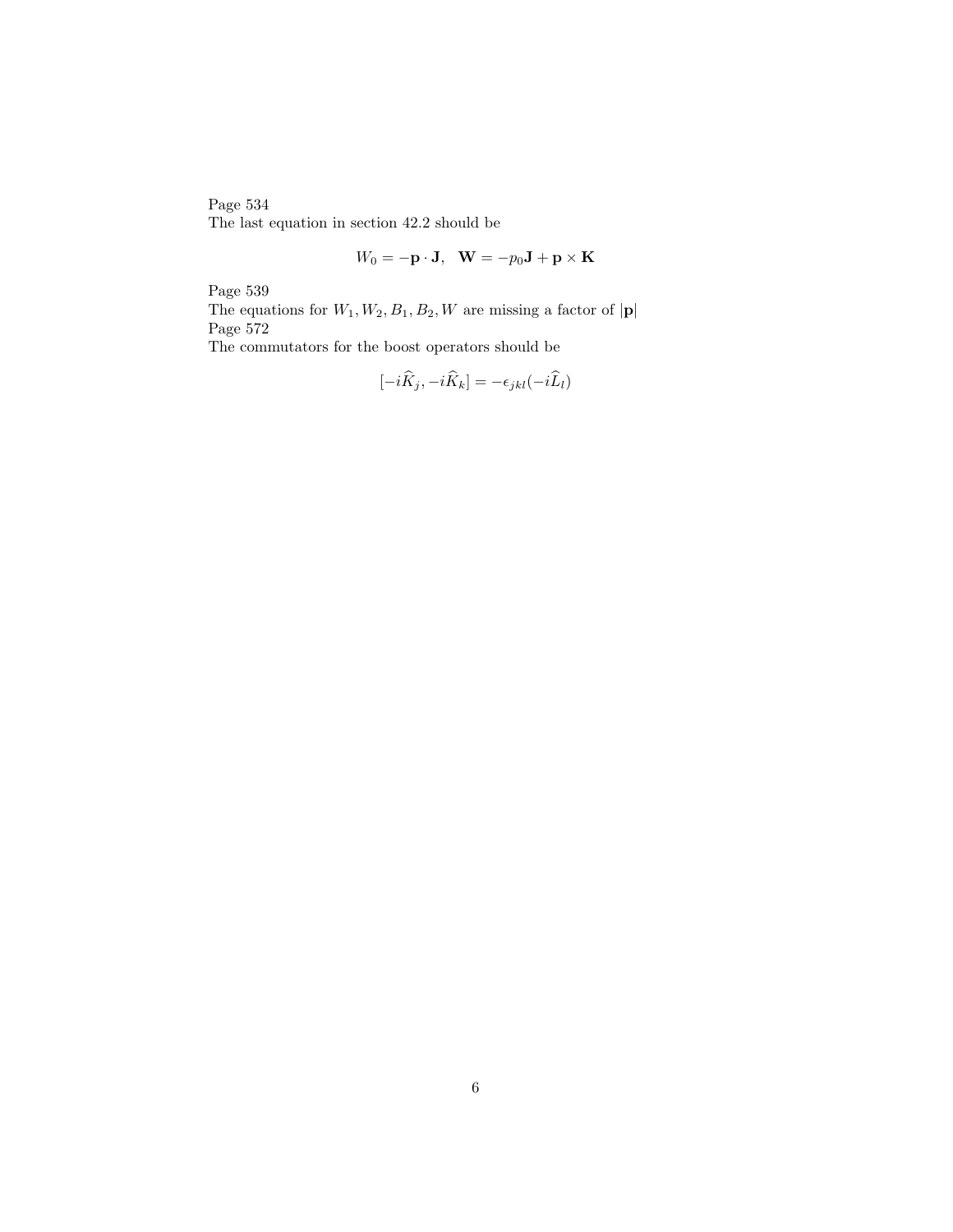Page 534
The last equation in section 42.2 should be

$$W_0 = -\mathbf{p} \cdot \mathbf{J}, \quad \mathbf{W} = -p_0\mathbf{J} + \mathbf{p} \times \mathbf{K}$$

Page 539
The equations for $W_1, W_2, B_1, B_2, W$ are missing a factor of $|\mathbf{p}|$
Page 572
The commutators for the boost operators should be

$$[-i\widehat{K}_j, -i\widehat{K}_k] = -\epsilon_{jkl}(-i\widehat{L}_l)$$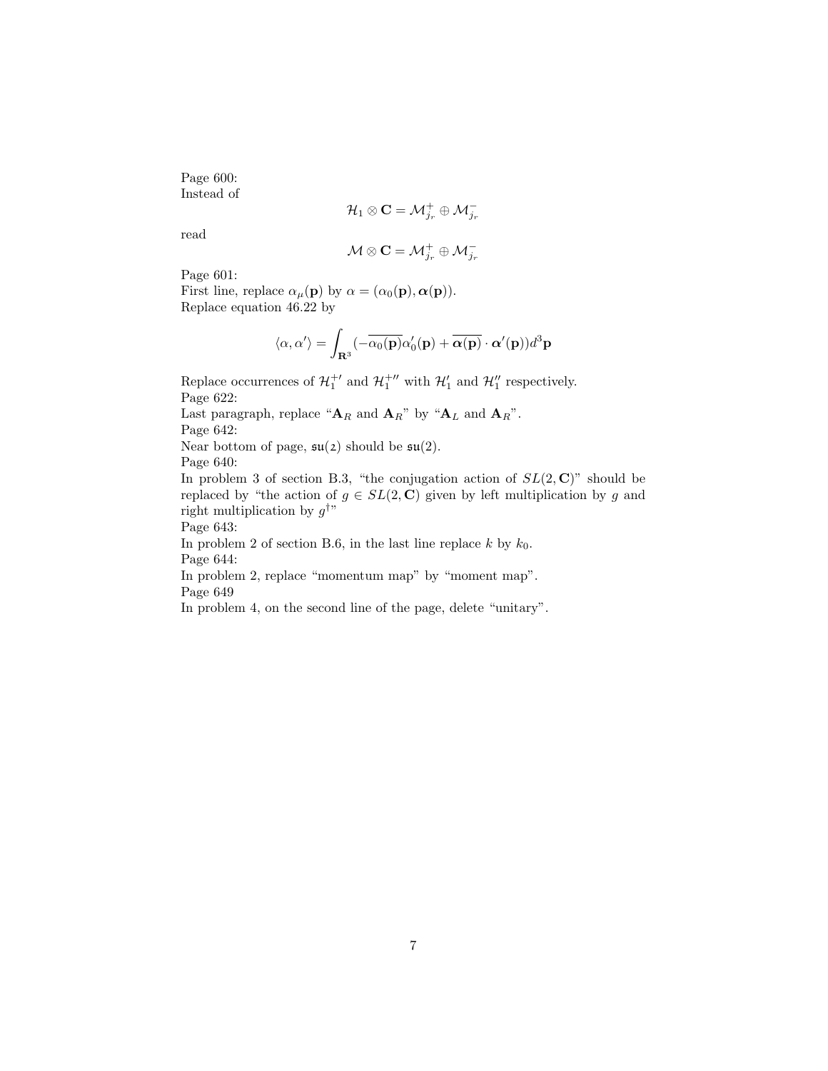Page 600:
Instead of

$$\mathcal{H}_1 \otimes \mathbf{C} = \mathcal{M}^+_{j_r} \oplus \mathcal{M}^-_{j_r}$$

read

$$\mathcal{M} \otimes \mathbf{C} = \mathcal{M}^+_{j_r} \oplus \mathcal{M}^-_{j_r}$$

Page 601:
First line, replace $\alpha_\mu(\mathbf{p})$ by $\alpha = (\alpha_0(\mathbf{p}), \boldsymbol{\alpha}(\mathbf{p}))$.
Replace equation 46.22 by

$$\langle \alpha, \alpha' \rangle = \int_{\mathbf{R}^3} (-\overline{\alpha_0(\mathbf{p})}\alpha_0'(\mathbf{p}) + \overline{\boldsymbol{\alpha}(\mathbf{p})} \cdot \boldsymbol{\alpha}'(\mathbf{p}))d^3\mathbf{p}$$

Replace occurrences of $\mathcal{H}_1^{+\prime}$ and $\mathcal{H}_1^{+\prime\prime}$ with $\mathcal{H}_1'$ and $\mathcal{H}_1''$ respectively.
Page 622:
Last paragraph, replace "$\mathbf{A}_R$ and $\mathbf{A}_R$" by "$\mathbf{A}_L$ and $\mathbf{A}_R$".
Page 642:
Near bottom of page, $\mathfrak{su}(\mathfrak{2})$ should be $\mathfrak{su}(2)$.
Page 640:
In problem 3 of section B.3, "the conjugation action of $SL(2, \mathbf{C})$" should be replaced by "the action of $g \in SL(2, \mathbf{C})$ given by left multiplication by $g$ and right multiplication by $g^\dagger$"
Page 643:
In problem 2 of section B.6, in the last line replace $k$ by $k_0$.
Page 644:
In problem 2, replace "momentum map" by "moment map".
Page 649
In problem 4, on the second line of the page, delete "unitary".